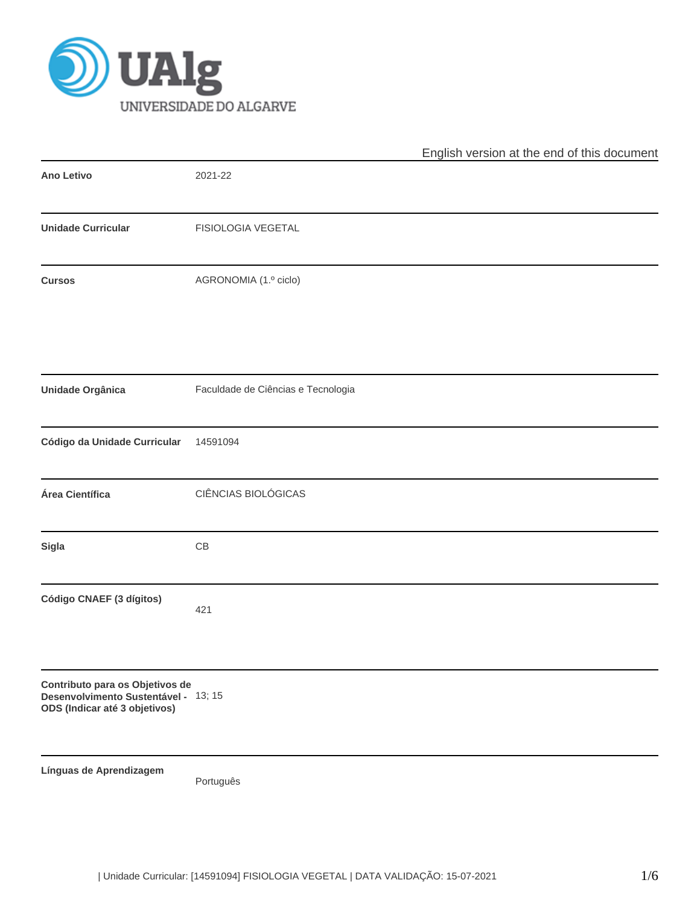UNIVERSIDADE DO ALGARVE

English version at the end of this document

| | |
|---|---|
| **Ano Letivo** | 2021-22 |
| **Unidade Curricular** | FISIOLOGIA VEGETAL |
| **Cursos** | AGRONOMIA (1.º ciclo) |
| **Unidade Orgânica** | Faculdade de Ciências e Tecnologia |
| **Código da Unidade Curricular** | 14591094 |
| **Área Científica** | CIÊNCIAS BIOLÓGICAS |
| **Sigla** | CB |
| **Código CNAEF (3 dígitos)** | 421 |
| **Contributo para os Objetivos de Desenvolvimento Sustentável - ODS (Indicar até 3 objetivos)** | 13; 15 |
| **Línguas de Aprendizagem** | Português |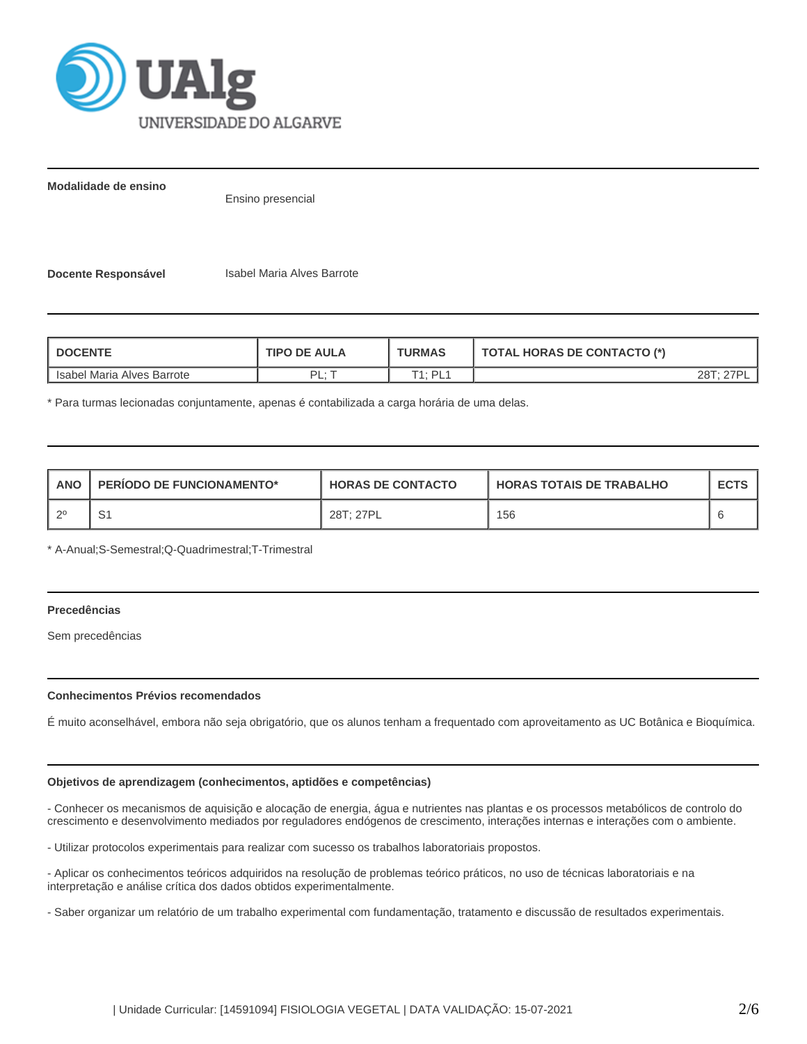**Modalidade de ensino**

Ensino presencial

**Docente Responsável** Isabel Maria Alves Barrote

| DOCENTE | TIPO DE AULA | TURMAS | TOTAL HORAS DE CONTACTO (*) |
|---|---|---|---|
| Isabel Maria Alves Barrote | PL; T | T1; PL1 | 28T; 27PL |

* Para turmas lecionadas conjuntamente, apenas é contabilizada a carga horária de uma delas.

| ANO | PERÍODO DE FUNCIONAMENTO* | HORAS DE CONTACTO | HORAS TOTAIS DE TRABALHO | ECTS |
|---|---|---|---|---|
| 2º | S1 | 28T; 27PL | 156 | 6 |

* A-Anual;S-Semestral;Q-Quadrimestral;T-Trimestral

**Precedências**

Sem precedências

**Conhecimentos Prévios recomendados**

É muito aconselhável, embora não seja obrigatório, que os alunos tenham a frequentado com aproveitamento as UC Botânica e Bioquímica.

**Objetivos de aprendizagem (conhecimentos, aptidões e competências)**

- Conhecer os mecanismos de aquisição e alocação de energia, água e nutrientes nas plantas e os processos metabólicos de controlo do crescimento e desenvolvimento mediados por reguladores endógenos de crescimento, interações internas e interações com o ambiente.

- Utilizar protocolos experimentais para realizar com sucesso os trabalhos laboratoriais propostos.

- Aplicar os conhecimentos teóricos adquiridos na resolução de problemas teórico práticos, no uso de técnicas laboratoriais e na interpretação e análise crítica dos dados obtidos experimentalmente.

- Saber organizar um relatório de um trabalho experimental com fundamentação, tratamento e discussão de resultados experimentais.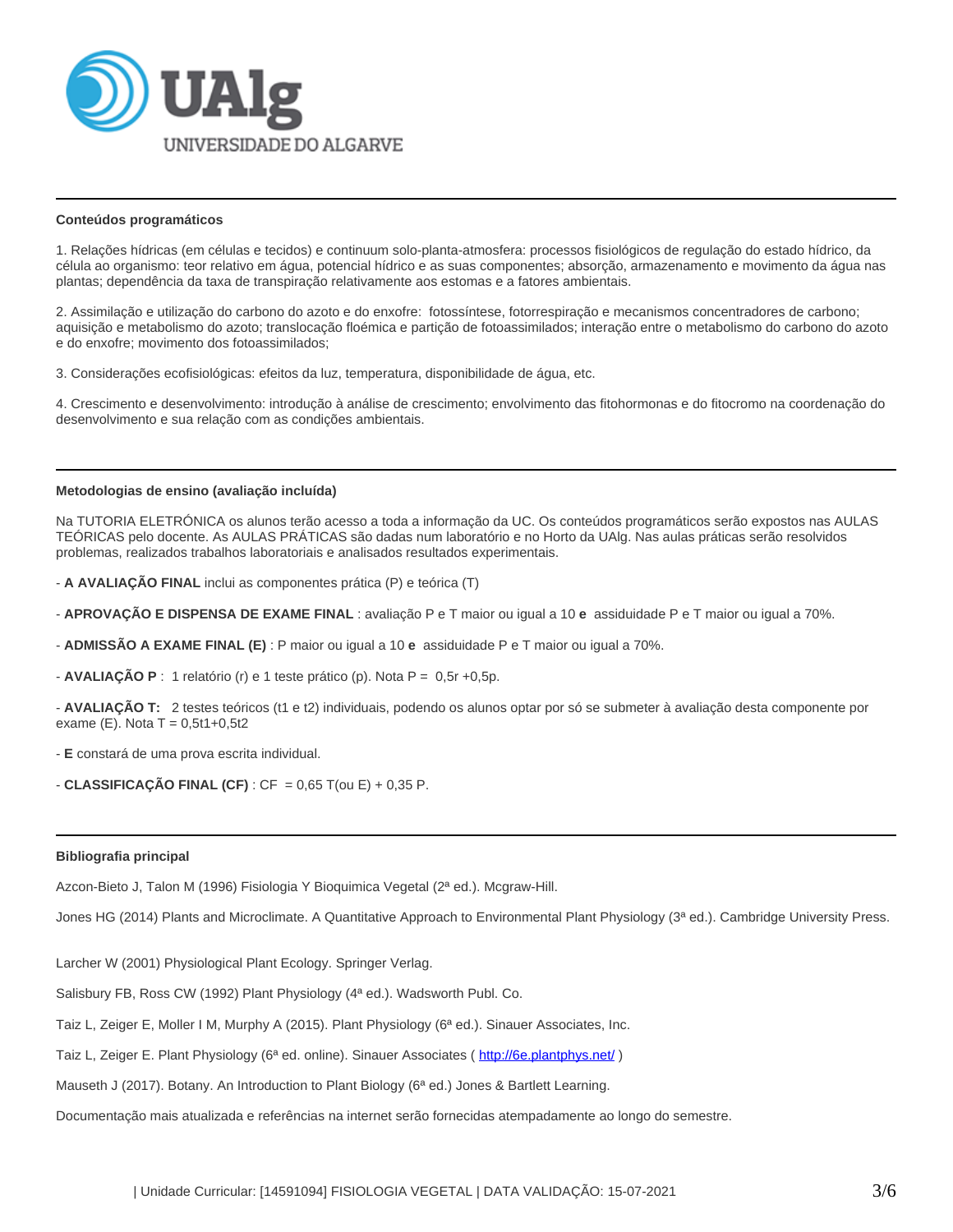## Conteúdos programáticos

1. Relações hídricas (em células e tecidos) e continuum solo-planta-atmosfera: processos fisiológicos de regulação do estado hídrico, da célula ao organismo: teor relativo em água, potencial hídrico e as suas componentes; absorção, armazenamento e movimento da água nas plantas; dependência da taxa de transpiração relativamente aos estomas e a fatores ambientais.

2. Assimilação e utilização do carbono do azoto e do enxofre: fotossíntese, fotorrespiração e mecanismos concentradores de carbono; aquisição e metabolismo do azoto; translocação floémica e partição de fotoassimilados; interação entre o metabolismo do carbono do azoto e do enxofre; movimento dos fotoassimilados;

3. Considerações ecofisiológicas: efeitos da luz, temperatura, disponibilidade de água, etc.

4. Crescimento e desenvolvimento: introdução à análise de crescimento; envolvimento das fitohormonas e do fitocromo na coordenação do desenvolvimento e sua relação com as condições ambientais.

## Metodologias de ensino (avaliação incluída)

Na TUTORIA ELETRÓNICA os alunos terão acesso a toda a informação da UC. Os conteúdos programáticos serão expostos nas AULAS TEÓRICAS pelo docente. As AULAS PRÁTICAS são dadas num laboratório e no Horto da UAlg. Nas aulas práticas serão resolvidos problemas, realizados trabalhos laboratoriais e analisados resultados experimentais.

- **A AVALIAÇÃO FINAL** inclui as componentes prática (P) e teórica (T)

- **APROVAÇÃO E DISPENSA DE EXAME FINAL** : avaliação P e T maior ou igual a 10 **e** assiduidade P e T maior ou igual a 70%.

- **ADMISSÃO A EXAME FINAL (E)** : P maior ou igual a 10 **e** assiduidade P e T maior ou igual a 70%.

- **AVALIAÇÃO P** : 1 relatório (r) e 1 teste prático (p). Nota P = 0,5r +0,5p.

- **AVALIAÇÃO T:** 2 testes teóricos (t1 e t2) individuais, podendo os alunos optar por só se submeter à avaliação desta componente por exame (E). Nota T = 0,5t1+0,5t2

- **E** constará de uma prova escrita individual.

- **CLASSIFICAÇÃO FINAL (CF)** : CF = 0,65 T(ou E) + 0,35 P.

## Bibliografia principal

Azcon-Bieto J, Talon M (1996) Fisiologia Y Bioquimica Vegetal (2ª ed.). Mcgraw-Hill.

Jones HG (2014) Plants and Microclimate. A Quantitative Approach to Environmental Plant Physiology (3ª ed.). Cambridge University Press.

Larcher W (2001) Physiological Plant Ecology. Springer Verlag.

Salisbury FB, Ross CW (1992) Plant Physiology (4ª ed.). Wadsworth Publ. Co.

Taiz L, Zeiger E, Moller I M, Murphy A (2015). Plant Physiology (6ª ed.). Sinauer Associates, Inc.

Taiz L, Zeiger E. Plant Physiology (6ª ed. online). Sinauer Associates ( http://6e.plantphys.net/ )

Mauseth J (2017). Botany. An Introduction to Plant Biology (6ª ed.) Jones & Bartlett Learning.

Documentação mais atualizada e referências na internet serão fornecidas atempadamente ao longo do semestre.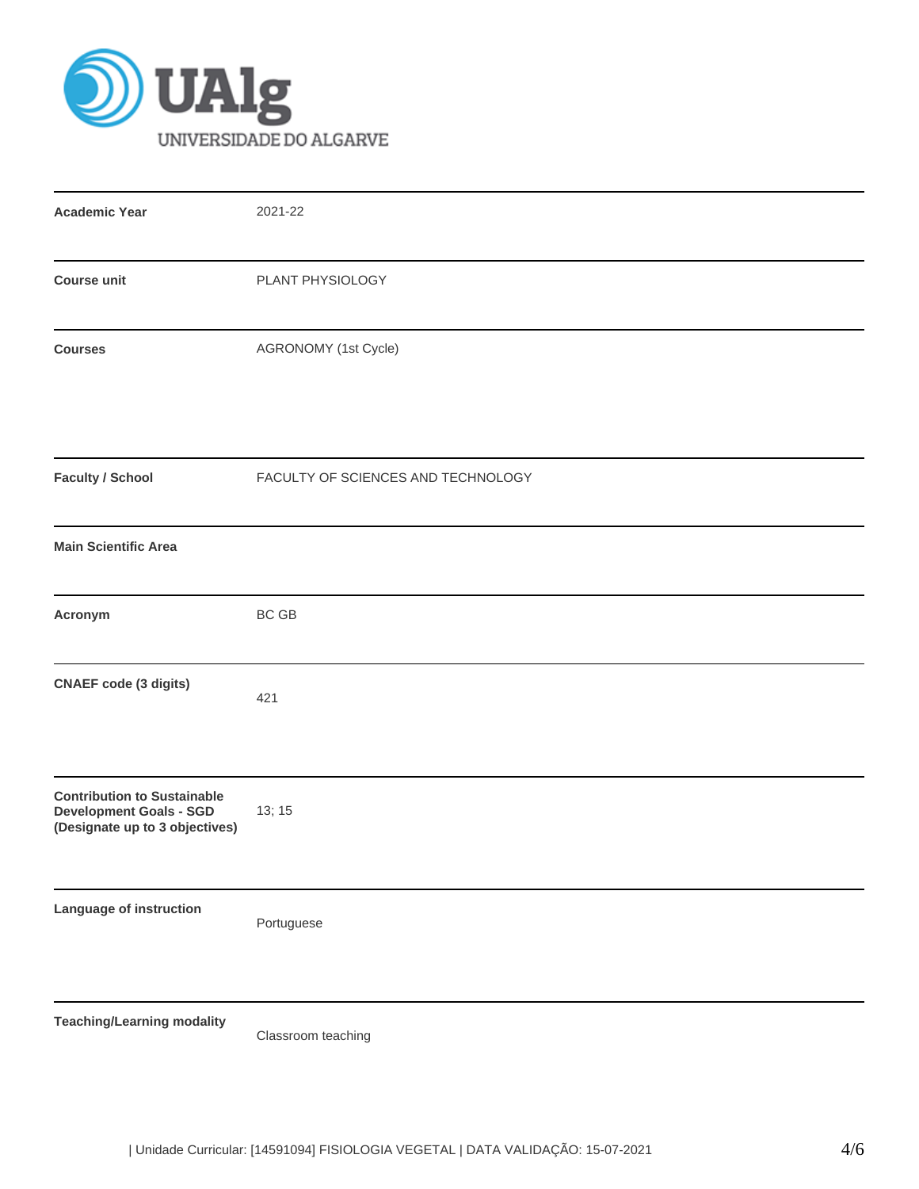| | |
|---|---|
| **Academic Year** | 2021-22 |
| **Course unit** | PLANT PHYSIOLOGY |
| **Courses** | AGRONOMY (1st Cycle) |
| **Faculty / School** | FACULTY OF SCIENCES AND TECHNOLOGY |
| **Main Scientific Area** | |
| **Acronym** | BC GB |
| **CNAEF code (3 digits)** | 421 |
| **Contribution to Sustainable Development Goals - SGD (Designate up to 3 objectives)** | 13; 15 |
| **Language of instruction** | Portuguese |
| **Teaching/Learning modality** | Classroom teaching |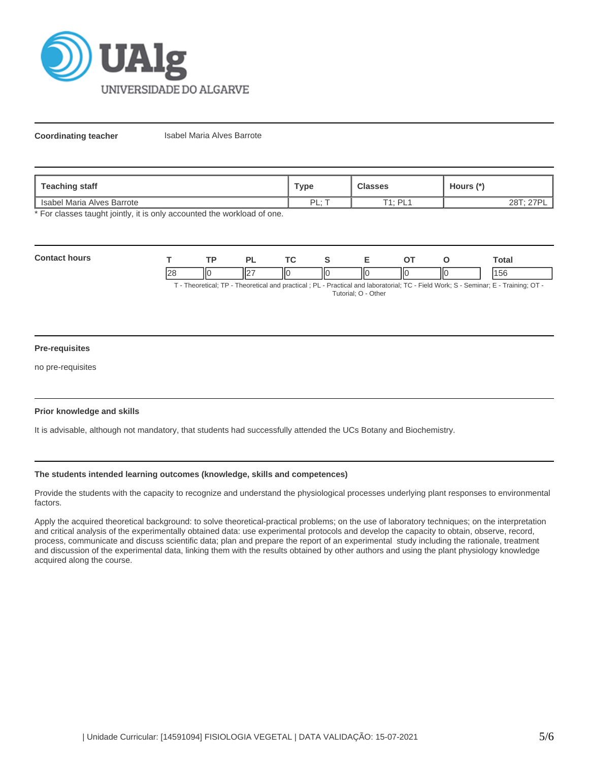**Coordinating teacher** Isabel Maria Alves Barrote

| Teaching staff | Type | Classes | Hours (*) |
|---|---|---|---|
| Isabel Maria Alves Barrote | PL; T | T1; PL1 | 28T; 27PL |

* For classes taught jointly, it is only accounted the workload of one.

**Contact hours**

| T | TP | PL | TC | S | E | OT | O | Total |
|---|---|---|---|---|---|---|---|---|
| 28 | 0 | 27 | 0 | 0 | 0 | 0 | 0 | 156 |

T - Theoretical; TP - Theoretical and practical ; PL - Practical and laboratorial; TC - Field Work; S - Seminar; E - Training; OT - Tutorial; O - Other

**Pre-requisites**

no pre-requisites

**Prior knowledge and skills**

It is advisable, although not mandatory, that students had successfully attended the UCs Botany and Biochemistry.

**The students intended learning outcomes (knowledge, skills and competences)**

Provide the students with the capacity to recognize and understand the physiological processes underlying plant responses to environmental factors.

Apply the acquired theoretical background: to solve theoretical-practical problems; on the use of laboratory techniques; on the interpretation and critical analysis of the experimentally obtained data: use experimental protocols and develop the capacity to obtain, observe, record, process, communicate and discuss scientific data; plan and prepare the report of an experimental study including the rationale, treatment and discussion of the experimental data, linking them with the results obtained by other authors and using the plant physiology knowledge acquired along the course.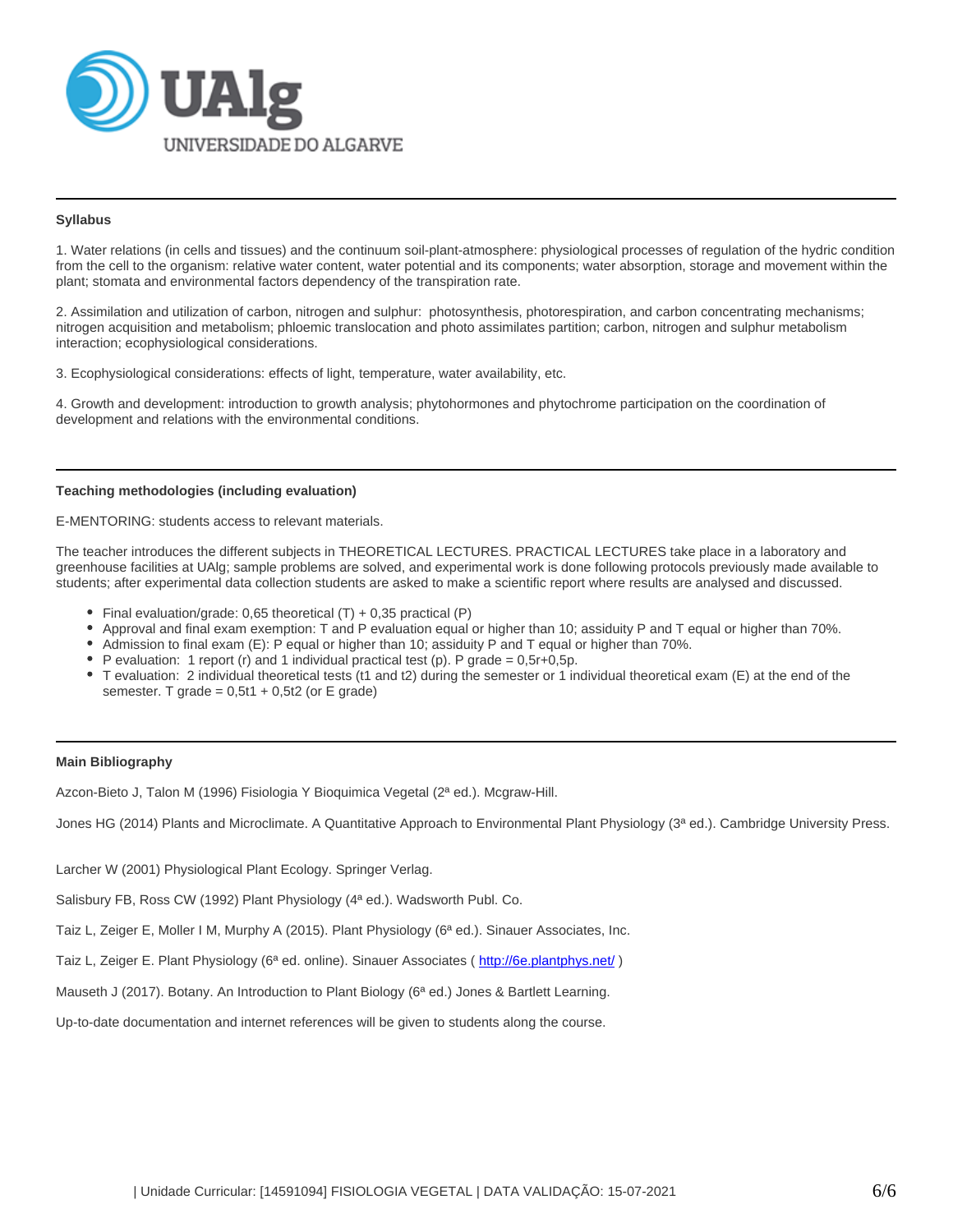### Syllabus

1. Water relations (in cells and tissues) and the continuum soil-plant-atmosphere: physiological processes of regulation of the hydric condition from the cell to the organism: relative water content, water potential and its components; water absorption, storage and movement within the plant; stomata and environmental factors dependency of the transpiration rate.

2. Assimilation and utilization of carbon, nitrogen and sulphur: photosynthesis, photorespiration, and carbon concentrating mechanisms; nitrogen acquisition and metabolism; phloemic translocation and photo assimilates partition; carbon, nitrogen and sulphur metabolism interaction; ecophysiological considerations.

3. Ecophysiological considerations: effects of light, temperature, water availability, etc.

4. Growth and development: introduction to growth analysis; phytohormones and phytochrome participation on the coordination of development and relations with the environmental conditions.

### Teaching methodologies (including evaluation)

E-MENTORING: students access to relevant materials.

The teacher introduces the different subjects in THEORETICAL LECTURES. PRACTICAL LECTURES take place in a laboratory and greenhouse facilities at UAlg; sample problems are solved, and experimental work is done following protocols previously made available to students; after experimental data collection students are asked to make a scientific report where results are analysed and discussed.

- Final evaluation/grade: 0,65 theoretical (T) + 0,35 practical (P)
- Approval and final exam exemption: T and P evaluation equal or higher than 10; assiduity P and T equal or higher than 70%.
- Admission to final exam (E): P equal or higher than 10; assiduity P and T equal or higher than 70%.
- P evaluation: 1 report (r) and 1 individual practical test (p). P grade = 0,5r+0,5p.
- T evaluation: 2 individual theoretical tests (t1 and t2) during the semester or 1 individual theoretical exam (E) at the end of the semester. T grade = 0,5t1 + 0,5t2 (or E grade)

### Main Bibliography

Azcon-Bieto J, Talon M (1996) Fisiologia Y Bioquimica Vegetal (2ª ed.). Mcgraw-Hill.

Jones HG (2014) Plants and Microclimate. A Quantitative Approach to Environmental Plant Physiology (3ª ed.). Cambridge University Press.

Larcher W (2001) Physiological Plant Ecology. Springer Verlag.

Salisbury FB, Ross CW (1992) Plant Physiology (4ª ed.). Wadsworth Publ. Co.

Taiz L, Zeiger E, Moller I M, Murphy A (2015). Plant Physiology (6ª ed.). Sinauer Associates, Inc.

Taiz L, Zeiger E. Plant Physiology (6ª ed. online). Sinauer Associates ( http://6e.plantphys.net/ )

Mauseth J (2017). Botany. An Introduction to Plant Biology (6ª ed.) Jones & Bartlett Learning.

Up-to-date documentation and internet references will be given to students along the course.